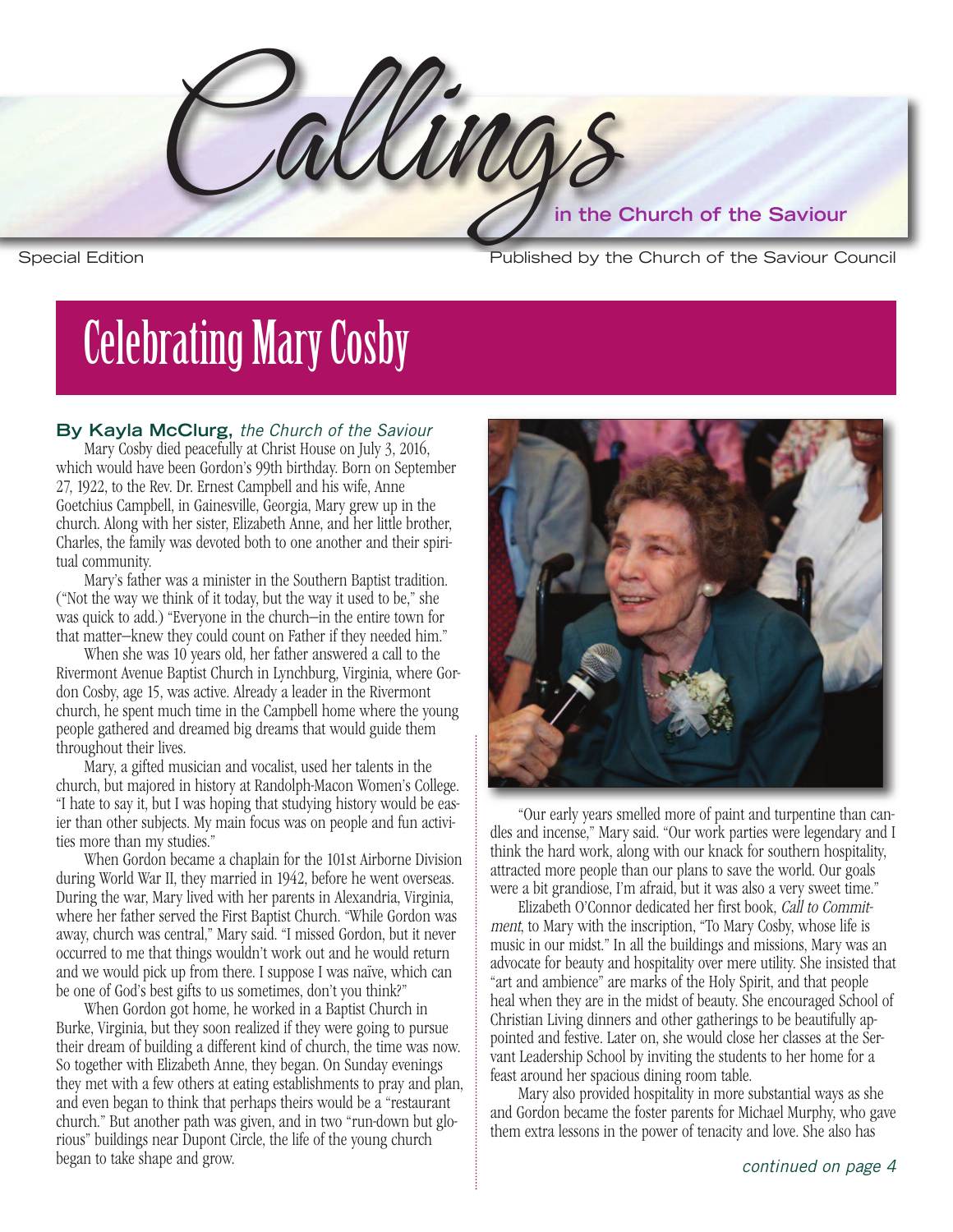# Callings

**in the Church of the Saviour**

Special Edition

Published by the Church of the Saviour Council

## Celebrating Mary Cosby

**By Kayla McClurg,** *the Church of the Saviour*

Mary Cosby died peacefully at Christ House on July 3, 2016, which would have been Gordon's 99th birthday. Born on September 27, 1922, to the Rev. Dr. Ernest Campbell and his wife, Anne Goetchius Campbell, in Gainesville, Georgia, Mary grew up in the church. Along with her sister, Elizabeth Anne, and her little brother, Charles, the family was devoted both to one another and their spiritual community.

Mary's father was a minister in the Southern Baptist tradition. ("Not the way we think of it today, but the way it used to be," she was quick to add.) "Everyone in the church—in the entire town for that matter—knew they could count on Father if they needed him."

When she was 10 years old, her father answered a call to the Rivermont Avenue Baptist Church in Lynchburg, Virginia, where Gordon Cosby, age 15, was active. Already a leader in the Rivermont church, he spent much time in the Campbell home where the young people gathered and dreamed big dreams that would guide them throughout their lives.

Mary, a gifted musician and vocalist, used her talents in the church, but majored in history at Randolph-Macon Women's College. "I hate to say it, but I was hoping that studying history would be easier than other subjects. My main focus was on people and fun activities more than my studies."

When Gordon became a chaplain for the 101st Airborne Division during World War II, they married in 1942, before he went overseas. During the war, Mary lived with her parents in Alexandria, Virginia, where her father served the First Baptist Church. "While Gordon was away, church was central," Mary said. "I missed Gordon, but it never occurred to me that things wouldn't work out and he would return and we would pick up from there. I suppose I was naïve, which can be one of God's best gifts to us sometimes, don't you think?"

When Gordon got home, he worked in a Baptist Church in Burke, Virginia, but they soon realized if they were going to pursue their dream of building a different kind of church, the time was now. So together with Elizabeth Anne, they began. On Sunday evenings they met with a few others at eating establishments to pray and plan, and even began to think that perhaps theirs would be a "restaurant church." But another path was given, and in two "run-down but glorious" buildings near Dupont Circle, the life of the young church began to take shape and grow.

"Our early years smelled more of paint and turpentine than candles and incense," Mary said. "Our work parties were legendary and I think the hard work, along with our knack for southern hospitality, attracted more people than our plans to save the world. Our goals were a bit grandiose, I'm afraid, but it was also a very sweet time."

Elizabeth O'Connor dedicated her first book, *Call to Commitment*, to Mary with the inscription, "To Mary Cosby, whose life is music in our midst." In all the buildings and missions, Mary was an advocate for beauty and hospitality over mere utility. She insisted that "art and ambience" are marks of the Holy Spirit, and that people heal when they are in the midst of beauty. She encouraged School of Christian Living dinners and other gatherings to be beautifully appointed and festive. Later on, she would close her classes at the Servant Leadership School by inviting the students to her home for a feast around her spacious dining room table.

Mary also provided hospitality in more substantial ways as she and Gordon became the foster parents for Michael Murphy, who gave them extra lessons in the power of tenacity and love. She also has

*continued on page 4*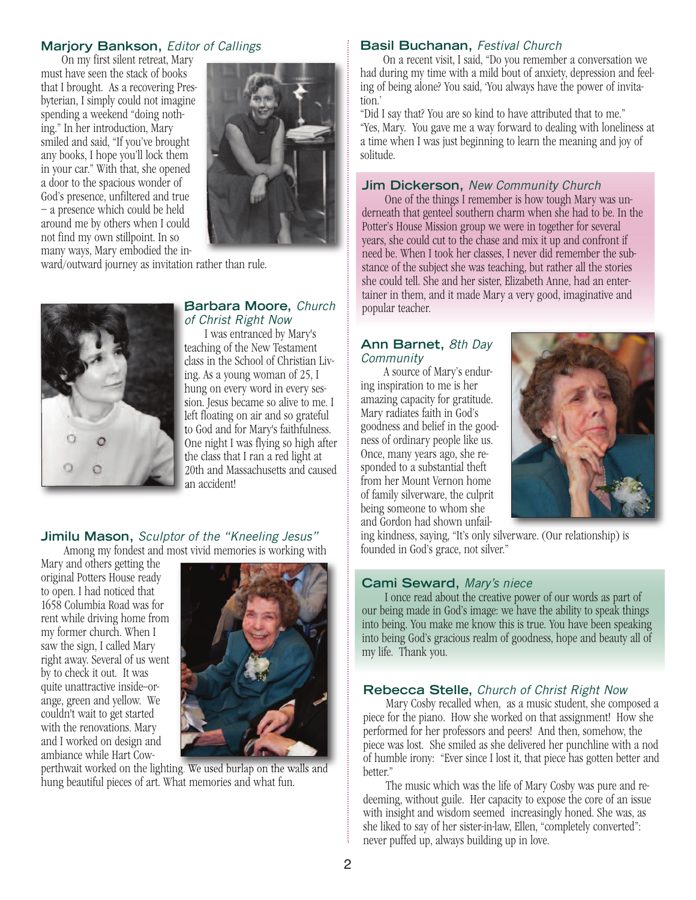**Marjory Bankson,** *Editor of Callings*

On my first silent retreat, Mary must have seen the stack of books that I brought. As a recovering Presbyterian, I simply could not imagine spending a weekend "doing nothing." In her introduction, Mary smiled and said, "If you've brought any books, I hope you'll lock them in your car." With that, she opened a door to the spacious wonder of God's presence, unfiltered and true – a presence which could be held around me by others when I could not find my own stillpoint. In so many ways, Mary embodied the inward/outward journey as invitation rather than rule.

**Barbara Moore,** *Church of Christ Right Now*

I was entranced by Mary's teaching of the New Testament class in the School of Christian Living. As a young woman of 25, I hung on every word in every session. Jesus became so alive to me. I left floating on air and so grateful to God and for Mary's faithfulness. One night I was flying so high after the class that I ran a red light at 20th and Massachusetts and caused an accident!

**Jimilu Mason,** *Sculptor of the "Kneeling Jesus"*

Among my fondest and most vivid memories is working with Mary and others getting the original Potters House ready to open. I had noticed that 1658 Columbia Road was for rent while driving home from my former church. When I saw the sign, I called Mary right away. Several of us went by to check it out. It was quite unattractive inside–orange, green and yellow. We couldn't wait to get started with the renovations. Mary and I worked on design and ambiance while Hart Cowperthwait worked on the lighting. We used burlap on the walls and hung beautiful pieces of art. What memories and what fun.

**Basil Buchanan,** *Festival Church*

On a recent visit, I said, "Do you remember a conversation we had during my time with a mild bout of anxiety, depression and feeling of being alone? You said, 'You always have the power of invitation.'

"Did I say that? You are so kind to have attributed that to me."

"Yes, Mary. You gave me a way forward to dealing with loneliness at a time when I was just beginning to learn the meaning and joy of solitude.

**Jim Dickerson,** *New Community Church*

One of the things I remember is how tough Mary was underneath that genteel southern charm when she had to be. In the Potter's House Mission group we were in together for several years, she could cut to the chase and mix it up and confront if need be. When I took her classes, I never did remember the substance of the subject she was teaching, but rather all the stories she could tell. She and her sister, Elizabeth Anne, had an entertainer in them, and it made Mary a very good, imaginative and popular teacher.

**Ann Barnet,** *8th Day Community*

A source of Mary's enduring inspiration to me is her amazing capacity for gratitude. Mary radiates faith in God's goodness and belief in the goodness of ordinary people like us. Once, many years ago, she responded to a substantial theft from her Mount Vernon home of family silverware, the culprit being someone to whom she and Gordon had shown unfailing kindness, saying, "It's only silverware. (Our relationship) is founded in God's grace, not silver."

**Cami Seward,** *Mary's niece*

I once read about the creative power of our words as part of our being made in God's image: we have the ability to speak things into being. You make me know this is true. You have been speaking into being God's gracious realm of goodness, hope and beauty all of my life. Thank you.

**Rebecca Stelle,** *Church of Christ Right Now*

Mary Cosby recalled when, as a music student, she composed a piece for the piano. How she worked on that assignment! How she performed for her professors and peers! And then, somehow, the piece was lost. She smiled as she delivered her punchline with a nod of humble irony: "Ever since I lost it, that piece has gotten better and better."

The music which was the life of Mary Cosby was pure and redeeming, without guile. Her capacity to expose the core of an issue with insight and wisdom seemed increasingly honed. She was, as she liked to say of her sister-in-law, Ellen, "completely converted": never puffed up, always building up in love.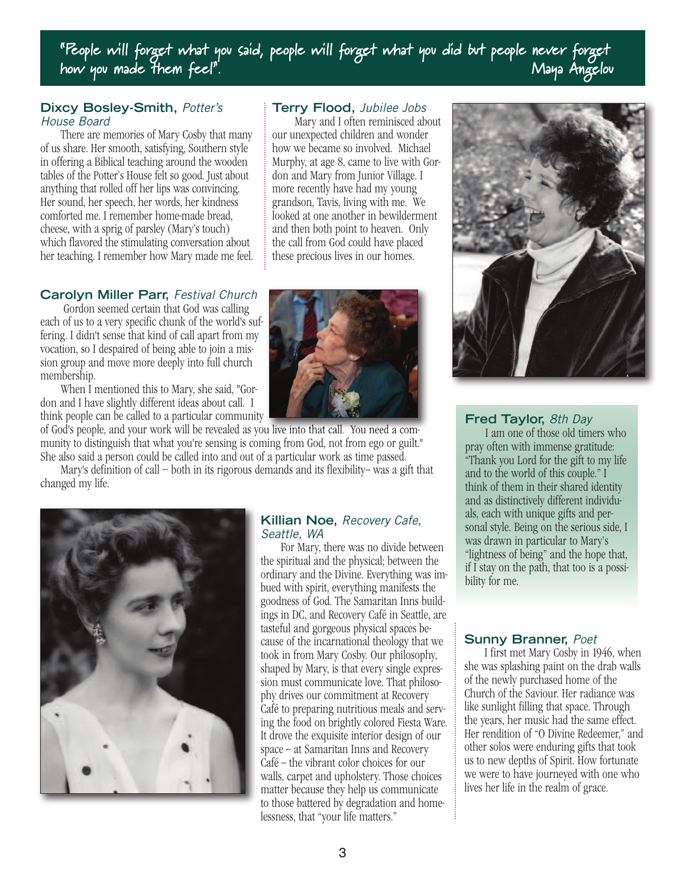"People will forget what you said, people will forget what you did but people never forget how you made them feel". Maya Angelou

### Dixcy Bosley-Smith, *Potter's House Board*

There are memories of Mary Cosby that many of us share. Her smooth, satisfying, Southern style in offering a Biblical teaching around the wooden tables of the Potter's House felt so good. Just about anything that rolled off her lips was convincing. Her sound, her speech, her words, her kindness comforted me. I remember home-made bread, cheese, with a sprig of parsley (Mary's touch) which flavored the stimulating conversation about her teaching. I remember how Mary made me feel.

### Terry Flood, *Jubilee Jobs*

Mary and I often reminisced about our unexpected children and wonder how we became so involved. Michael Murphy, at age 8, came to live with Gordon and Mary from Junior Village. I more recently have had my young grandson, Tavis, living with me. We looked at one another in bewilderment and then both point to heaven. Only the call from God could have placed these precious lives in our homes.

### Carolyn Miller Parr, *Festival Church*

Gordon seemed certain that God was calling each of us to a very specific chunk of the world's suffering. I didn't sense that kind of call apart from my vocation, so I despaired of being able to join a mission group and move more deeply into full church membership.

When I mentioned this to Mary, she said, "Gordon and I have slightly different ideas about call. I think people can be called to a particular community of God's people, and your work will be revealed as you live into that call. You need a community to distinguish that what you're sensing is coming from God, not from ego or guilt." She also said a person could be called into and out of a particular work as time passed.

Mary's definition of call – both in its rigorous demands and its flexibility– was a gift that changed my life.

### Killian Noe, *Recovery Cafe, Seattle, WA*

For Mary, there was no divide between the spiritual and the physical; between the ordinary and the Divine. Everything was imbued with spirit, everything manifests the goodness of God. The Samaritan Inns buildings in DC, and Recovery Café in Seattle, are tasteful and gorgeous physical spaces because of the incarnational theology that we took in from Mary Cosby. Our philosophy, shaped by Mary, is that every single expression must communicate love. That philosophy drives our commitment at Recovery Café to preparing nutritious meals and serving the food on brightly colored Fiesta Ware. It drove the exquisite interior design of our space – at Samaritan Inns and Recovery Café – the vibrant color choices for our walls, carpet and upholstery. Those choices matter because they help us communicate to those battered by degradation and homelessness, that "your life matters."

### Fred Taylor, *8th Day*

I am one of those old timers who pray often with immense gratitude: "Thank you Lord for the gift to my life and to the world of this couple." I think of them in their shared identity and as distinctively different individuals, each with unique gifts and personal style. Being on the serious side, I was drawn in particular to Mary's "lightness of being" and the hope that, if I stay on the path, that too is a possibility for me.

### Sunny Branner, *Poet*

I first met Mary Cosby in 1946, when she was splashing paint on the drab walls of the newly purchased home of the Church of the Saviour. Her radiance was like sunlight filling that space. Through the years, her music had the same effect. Her rendition of "O Divine Redeemer," and other solos were enduring gifts that took us to new depths of Spirit. How fortunate we were to have journeyed with one who lives her life in the realm of grace.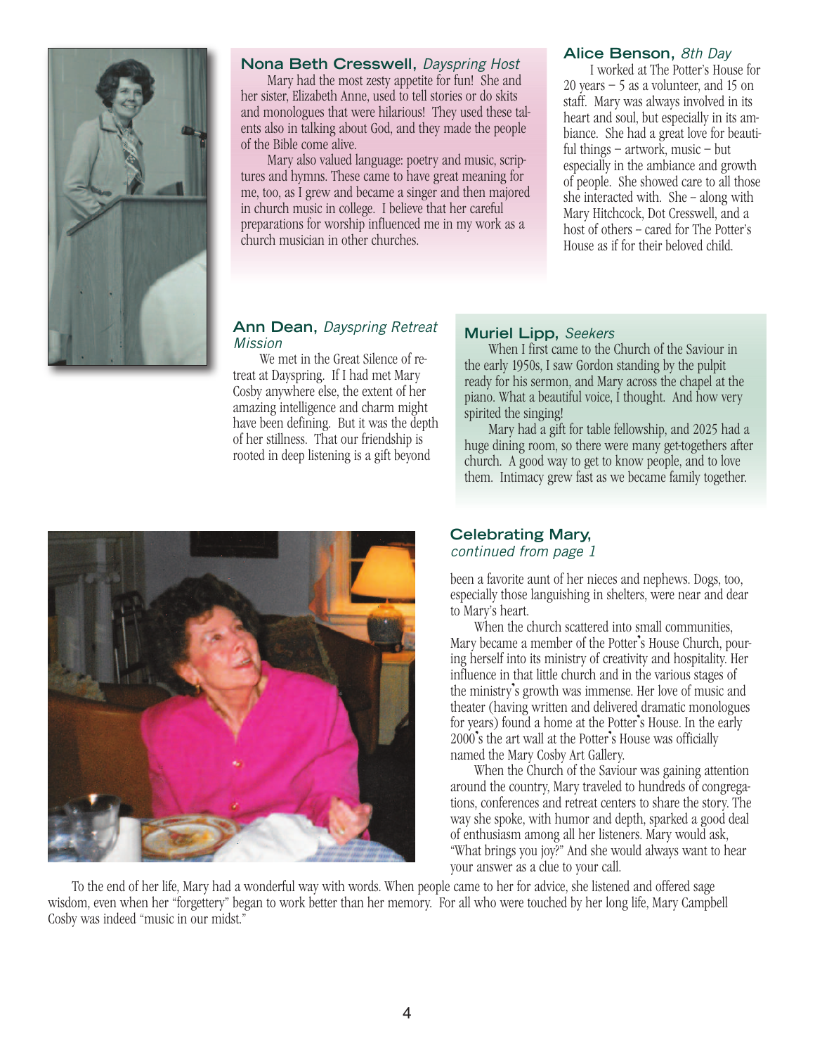### Nona Beth Cresswell, *Dayspring Host*

Mary had the most zesty appetite for fun! She and her sister, Elizabeth Anne, used to tell stories or do skits and monologues that were hilarious! They used these talents also in talking about God, and they made the people of the Bible come alive.

Mary also valued language: poetry and music, scriptures and hymns. These came to have great meaning for me, too, as I grew and became a singer and then majored in church music in college. I believe that her careful preparations for worship influenced me in my work as a church musician in other churches.

### Alice Benson, *8th Day*

I worked at The Potter's House for 20 years – 5 as a volunteer, and 15 on staff. Mary was always involved in its heart and soul, but especially in its ambiance. She had a great love for beautiful things – artwork, music – but especially in the ambiance and growth of people. She showed care to all those she interacted with. She – along with Mary Hitchcock, Dot Cresswell, and a host of others – cared for The Potter's House as if for their beloved child.

### Ann Dean, *Dayspring Retreat Mission*

We met in the Great Silence of retreat at Dayspring. If I had met Mary Cosby anywhere else, the extent of her amazing intelligence and charm might have been defining. But it was the depth of her stillness. That our friendship is rooted in deep listening is a gift beyond

### Muriel Lipp, *Seekers*

When I first came to the Church of the Saviour in the early 1950s, I saw Gordon standing by the pulpit ready for his sermon, and Mary across the chapel at the piano. What a beautiful voice, I thought. And how very spirited the singing!

Mary had a gift for table fellowship, and 2025 had a huge dining room, so there were many get-togethers after church. A good way to get to know people, and to love them. Intimacy grew fast as we became family together.

### Celebrating Mary, *continued from page 1*

been a favorite aunt of her nieces and nephews. Dogs, too, especially those languishing in shelters, were near and dear to Mary's heart.

When the church scattered into small communities, Mary became a member of the Potter's House Church, pouring herself into its ministry of creativity and hospitality. Her influence in that little church and in the various stages of the ministry's growth was immense. Her love of music and theater (having written and delivered dramatic monologues for years) found a home at the Potter's House. In the early 2000's the art wall at the Potter's House was officially named the Mary Cosby Art Gallery.

When the Church of the Saviour was gaining attention around the country, Mary traveled to hundreds of congregations, conferences and retreat centers to share the story. The way she spoke, with humor and depth, sparked a good deal of enthusiasm among all her listeners. Mary would ask, "What brings you joy?" And she would always want to hear your answer as a clue to your call.

To the end of her life, Mary had a wonderful way with words. When people came to her for advice, she listened and offered sage wisdom, even when her "forgettery" began to work better than her memory. For all who were touched by her long life, Mary Campbell Cosby was indeed "music in our midst."